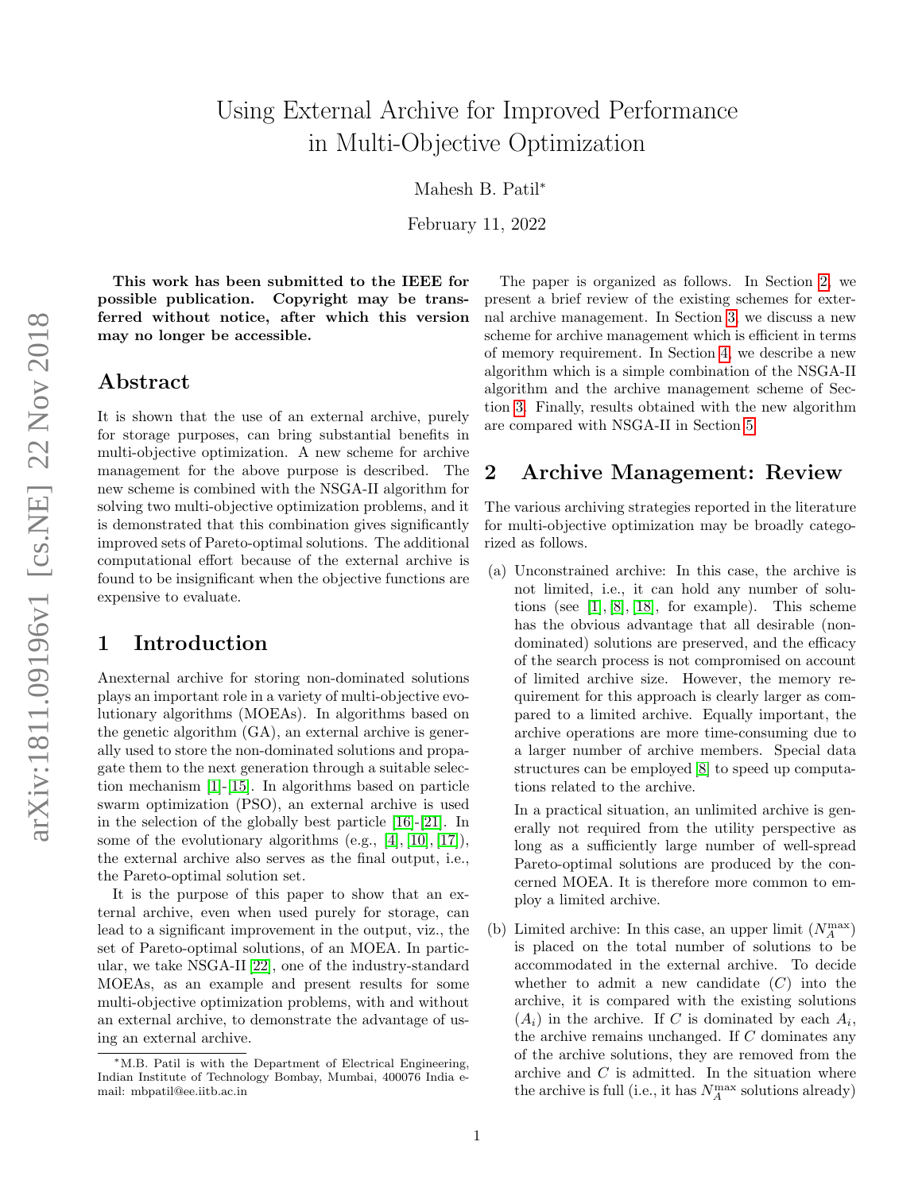# Using External Archive for Improved Performance in Multi-Objective Optimization

Mahesh B. Patil*

February 11, 2022

**This work has been submitted to the IEEE for possible publication. Copyright may be transferred without notice, after which this version may no longer be accessible.**

## Abstract

It is shown that the use of an external archive, purely for storage purposes, can bring substantial benefits in multi-objective optimization. A new scheme for archive management for the above purpose is described. The new scheme is combined with the NSGA-II algorithm for solving two multi-objective optimization problems, and it is demonstrated that this combination gives significantly improved sets of Pareto-optimal solutions. The additional computational effort because of the external archive is found to be insignificant when the objective functions are expensive to evaluate.

## 1 Introduction

Anexternal archive for storing non-dominated solutions plays an important role in a variety of multi-objective evolutionary algorithms (MOEAs). In algorithms based on the genetic algorithm (GA), an external archive is generally used to store the non-dominated solutions and propagate them to the next generation through a suitable selection mechanism [1]-[15]. In algorithms based on particle swarm optimization (PSO), an external archive is used in the selection of the globally best particle [16]-[21]. In some of the evolutionary algorithms (e.g., [4], [10], [17]), the external archive also serves as the final output, i.e., the Pareto-optimal solution set.

It is the purpose of this paper to show that an external archive, even when used purely for storage, can lead to a significant improvement in the output, viz., the set of Pareto-optimal solutions, of an MOEA. In particular, we take NSGA-II [22], one of the industry-standard MOEAs, as an example and present results for some multi-objective optimization problems, with and without an external archive, to demonstrate the advantage of using an external archive.

The paper is organized as follows. In Section 2, we present a brief review of the existing schemes for external archive management. In Section 3, we discuss a new scheme for archive management which is efficient in terms of memory requirement. In Section 4, we describe a new algorithm which is a simple combination of the NSGA-II algorithm and the archive management scheme of Section 3. Finally, results obtained with the new algorithm are compared with NSGA-II in Section 5.

## 2 Archive Management: Review

The various archiving strategies reported in the literature for multi-objective optimization may be broadly categorized as follows.

(a) Unconstrained archive: In this case, the archive is not limited, i.e., it can hold any number of solutions (see [1], [8], [18], for example). This scheme has the obvious advantage that all desirable (non-dominated) solutions are preserved, and the efficacy of the search process is not compromised on account of limited archive size. However, the memory requirement for this approach is clearly larger as compared to a limited archive. Equally important, the archive operations are more time-consuming due to a larger number of archive members. Special data structures can be employed [8] to speed up computations related to the archive.

In a practical situation, an unlimited archive is generally not required from the utility perspective as long as a sufficiently large number of well-spread Pareto-optimal solutions are produced by the concerned MOEA. It is therefore more common to employ a limited archive.

(b) Limited archive: In this case, an upper limit ($N_A^{\max}$) is placed on the total number of solutions to be accommodated in the external archive. To decide whether to admit a new candidate ($C$) into the archive, it is compared with the existing solutions ($A_i$) in the archive. If $C$ is dominated by each $A_i$, the archive remains unchanged. If $C$ dominates any of the archive solutions, they are removed from the archive and $C$ is admitted. In the situation where the archive is full (i.e., it has $N_A^{\max}$ solutions already)

*M.B. Patil is with the Department of Electrical Engineering, Indian Institute of Technology Bombay, Mumbai, 400076 India e-mail: mbpatil@ee.iitb.ac.in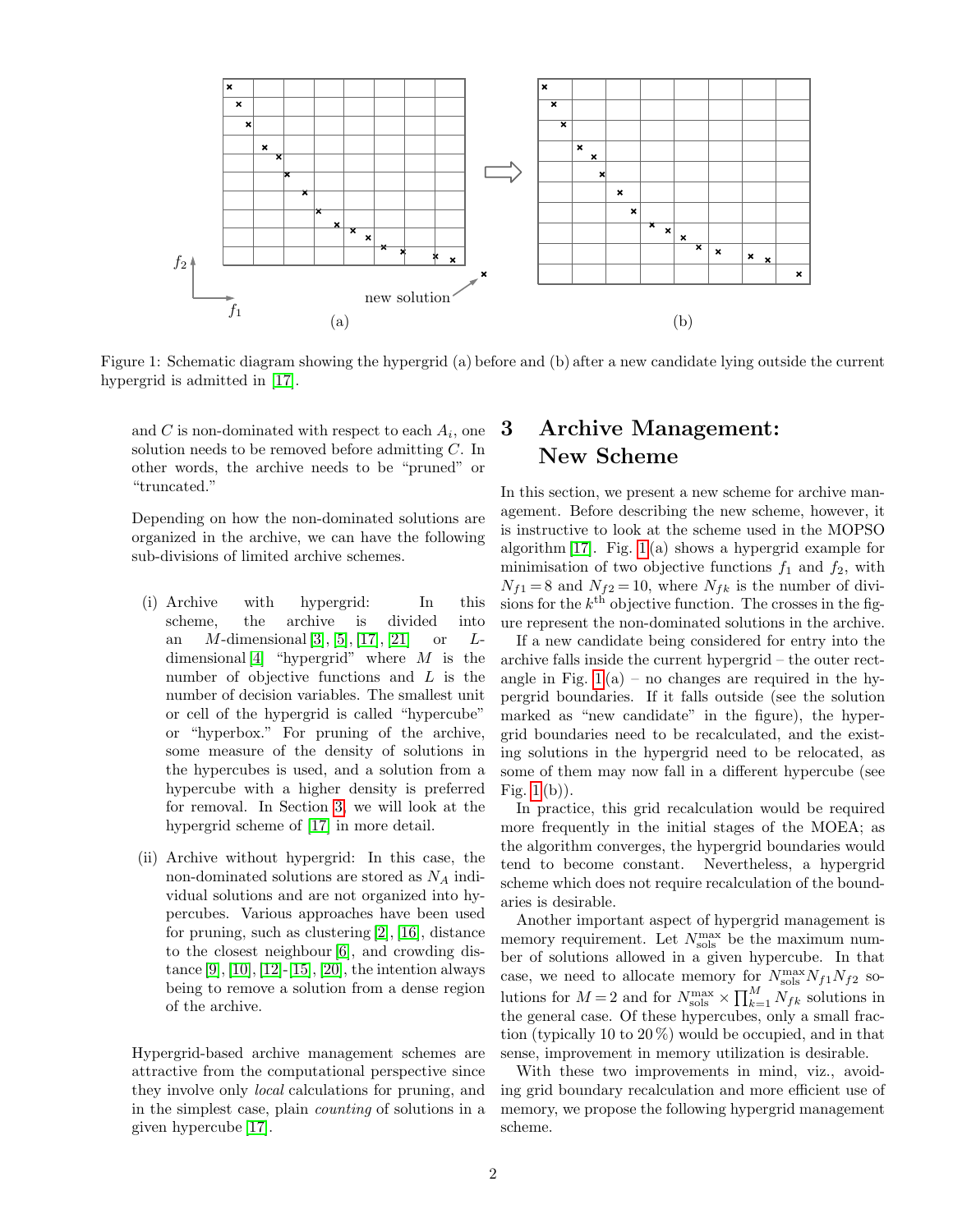Figure 1: Schematic diagram showing the hypergrid (a) before and (b) after a new candidate lying outside the current hypergrid is admitted in [17].

and $C$ is non-dominated with respect to each $A_i$, one solution needs to be removed before admitting $C$. In other words, the archive needs to be "pruned" or "truncated."

Depending on how the non-dominated solutions are organized in the archive, we can have the following sub-divisions of limited archive schemes.

(i) Archive with hypergrid: In this scheme, the archive is divided into an $M$-dimensional [3], [5], [17], [21] or $L$-dimensional [4] "hypergrid" where $M$ is the number of objective functions and $L$ is the number of decision variables. The smallest unit or cell of the hypergrid is called "hypercube" or "hyperbox." For pruning of the archive, some measure of the density of solutions in the hypercubes is used, and a solution from a hypercube with a higher density is preferred for removal. In Section 3, we will look at the hypergrid scheme of [17] in more detail.

(ii) Archive without hypergrid: In this case, the non-dominated solutions are stored as $N_A$ individual solutions and are not organized into hypercubes. Various approaches have been used for pruning, such as clustering [2], [16], distance to the closest neighbour [6], and crowding distance [9], [10], [12]-[15], [20], the intention always being to remove a solution from a dense region of the archive.

Hypergrid-based archive management schemes are attractive from the computational perspective since they involve only *local* calculations for pruning, and in the simplest case, plain *counting* of solutions in a given hypercube [17].

# 3 Archive Management: New Scheme

In this section, we present a new scheme for archive management. Before describing the new scheme, however, it is instructive to look at the scheme used in the MOPSO algorithm [17]. Fig. 1(a) shows a hypergrid example for minimisation of two objective functions $f_1$ and $f_2$, with $N_{f1} = 8$ and $N_{f2} = 10$, where $N_{fk}$ is the number of divisions for the $k^{\text{th}}$ objective function. The crosses in the figure represent the non-dominated solutions in the archive.

If a new candidate being considered for entry into the archive falls inside the current hypergrid – the outer rectangle in Fig. 1(a) – no changes are required in the hypergrid boundaries. If it falls outside (see the solution marked as "new candidate" in the figure), the hypergrid boundaries need to be recalculated, and the existing solutions in the hypergrid need to be relocated, as some of them may now fall in a different hypercube (see Fig. 1(b)).

In practice, this grid recalculation would be required more frequently in the initial stages of the MOEA; as the algorithm converges, the hypergrid boundaries would tend to become constant. Nevertheless, a hypergrid scheme which does not require recalculation of the boundaries is desirable.

Another important aspect of hypergrid management is memory requirement. Let $N_{\text{sols}}^{\text{max}}$ be the maximum number of solutions allowed in a given hypercube. In that case, we need to allocate memory for $N_{\text{sols}}^{\text{max}} N_{f1} N_{f2}$ solutions for $M = 2$ and for $N_{\text{sols}}^{\text{max}} \times \prod_{k=1}^{M} N_{fk}$ solutions in the general case. Of these hypercubes, only a small fraction (typically 10 to 20 %) would be occupied, and in that sense, improvement in memory utilization is desirable.

With these two improvements in mind, viz., avoiding grid boundary recalculation and more efficient use of memory, we propose the following hypergrid management scheme.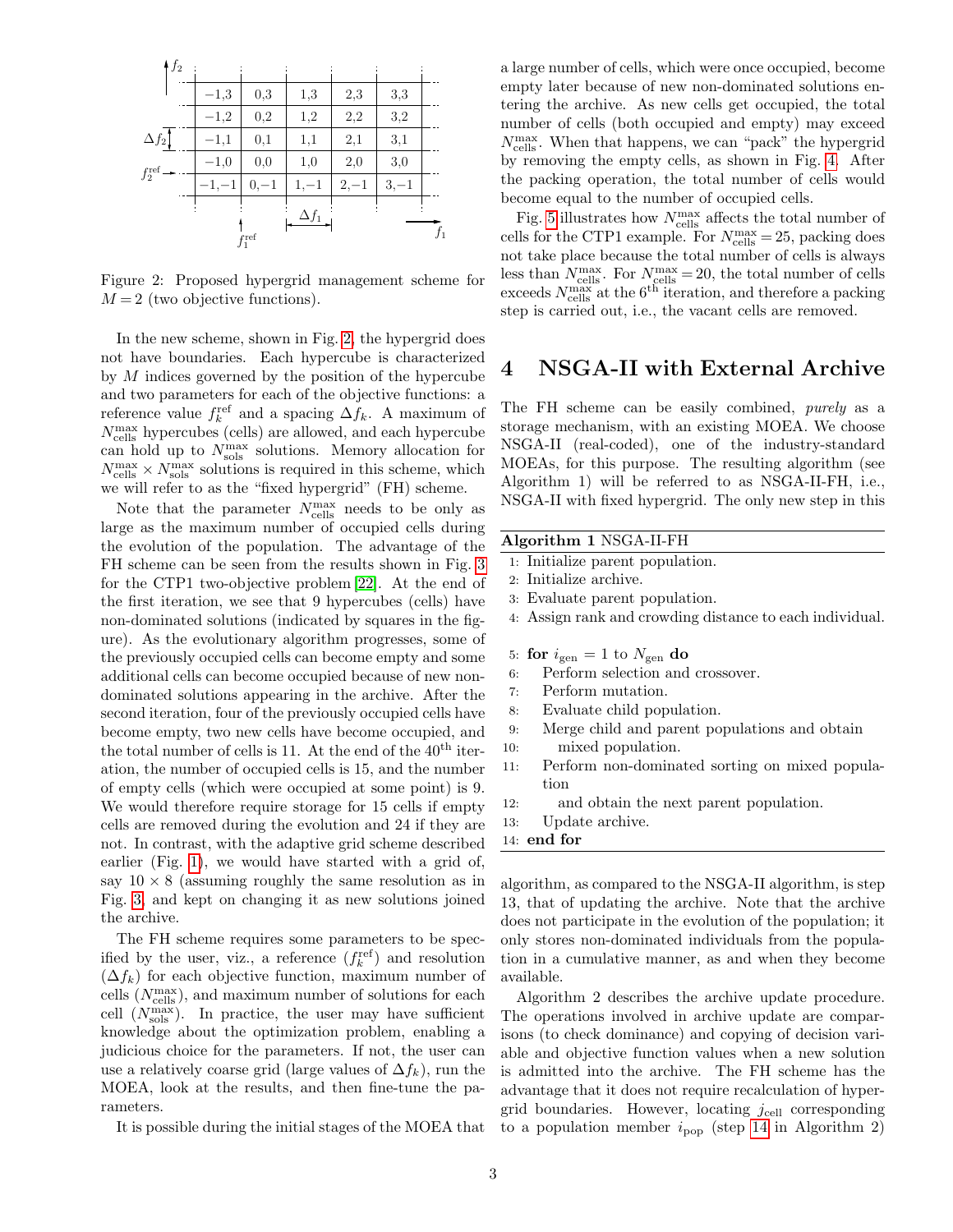Figure 2: Proposed hypergrid management scheme for $M = 2$ (two objective functions).

In the new scheme, shown in Fig. 2, the hypergrid does not have boundaries. Each hypercube is characterized by $M$ indices governed by the position of the hypercube and two parameters for each of the objective functions: a reference value $f_k^{\text{ref}}$ and a spacing $\Delta f_k$. A maximum of $N_{\text{cells}}^{\text{max}}$ hypercubes (cells) are allowed, and each hypercube can hold up to $N_{\text{sols}}^{\text{max}}$ solutions. Memory allocation for $N_{\text{cells}}^{\text{max}} \times N_{\text{sols}}^{\text{max}}$ solutions is required in this scheme, which we will refer to as the "fixed hypergrid" (FH) scheme.

Note that the parameter $N_{\text{cells}}^{\text{max}}$ needs to be only as large as the maximum number of occupied cells during the evolution of the population. The advantage of the FH scheme can be seen from the results shown in Fig. 3 for the CTP1 two-objective problem [22]. At the end of the first iteration, we see that 9 hypercubes (cells) have non-dominated solutions (indicated by squares in the figure). As the evolutionary algorithm progresses, some of the previously occupied cells can become empty and some additional cells can become occupied because of new non-dominated solutions appearing in the archive. After the second iteration, four of the previously occupied cells have become empty, two new cells have become occupied, and the total number of cells is 11. At the end of the 40[th] iteration, the number of occupied cells is 15, and the number of empty cells (which were occupied at some point) is 9. We would therefore require storage for 15 cells if empty cells are removed during the evolution and 24 if they are not. In contrast, with the adaptive grid scheme described earlier (Fig. 1), we would have started with a grid of, say $10 \times 8$ (assuming roughly the same resolution as in Fig. 3, and kept on changing it as new solutions joined the archive.

The FH scheme requires some parameters to be specified by the user, viz., a reference ($f_k^{\text{ref}}$) and resolution ($\Delta f_k$) for each objective function, maximum number of cells ($N_{\text{cells}}^{\text{max}}$), and maximum number of solutions for each cell ($N_{\text{sols}}^{\text{max}}$). In practice, the user may have sufficient knowledge about the optimization problem, enabling a judicious choice for the parameters. If not, the user can use a relatively coarse grid (large values of $\Delta f_k$), run the MOEA, look at the results, and then fine-tune the parameters.

It is possible during the initial stages of the MOEA that a large number of cells, which were once occupied, become empty later because of new non-dominated solutions entering the archive. As new cells get occupied, the total number of cells (both occupied and empty) may exceed $N_{\text{cells}}^{\text{max}}$. When that happens, we can "pack" the hypergrid by removing the empty cells, as shown in Fig. 4. After the packing operation, the total number of cells would become equal to the number of occupied cells.

Fig. 5 illustrates how $N_{\text{cells}}^{\text{max}}$ affects the total number of cells for the CTP1 example. For $N_{\text{cells}}^{\text{max}} = 25$, packing does not take place because the total number of cells is always less than $N_{\text{cells}}^{\text{max}}$. For $N_{\text{cells}}^{\text{max}} = 20$, the total number of cells exceeds $N_{\text{cells}}^{\text{max}}$ at the 6[th] iteration, and therefore a packing step is carried out, i.e., the vacant cells are removed.

# 4 NSGA-II with External Archive

The FH scheme can be easily combined, *purely* as a storage mechanism, with an existing MOEA. We choose NSGA-II (real-coded), one of the industry-standard MOEAs, for this purpose. The resulting algorithm (see Algorithm 1) will be referred to as NSGA-II-FH, i.e., NSGA-II with fixed hypergrid. The only new step in this algorithm, as compared to the NSGA-II algorithm, is step 13, that of updating the archive. Note that the archive does not participate in the evolution of the population; it only stores non-dominated individuals from the population in a cumulative manner, as and when they become available.

**Algorithm 1** NSGA-II-FH

```
1:  Initialize parent population.
2:  Initialize archive.
3:  Evaluate parent population.
4:  Assign rank and crowding distance to each individual.

5:  for i_gen = 1 to N_gen do
6:      Perform selection and crossover.
7:      Perform mutation.
8:      Evaluate child population.
9:      Merge child and parent populations and obtain
10:         mixed population.
11:     Perform non-dominated sorting on mixed population
12:         and obtain the next parent population.
13:     Update archive.
14: end for
```

Algorithm 2 describes the archive update procedure. The operations involved in archive update are comparisons (to check dominance) and copying of decision variable and objective function values when a new solution is admitted into the archive. The FH scheme has the advantage that it does not require recalculation of hypergrid boundaries. However, locating $j_{\text{cell}}$ corresponding to a population member $i_{\text{pop}}$ (step 14 in Algorithm 2)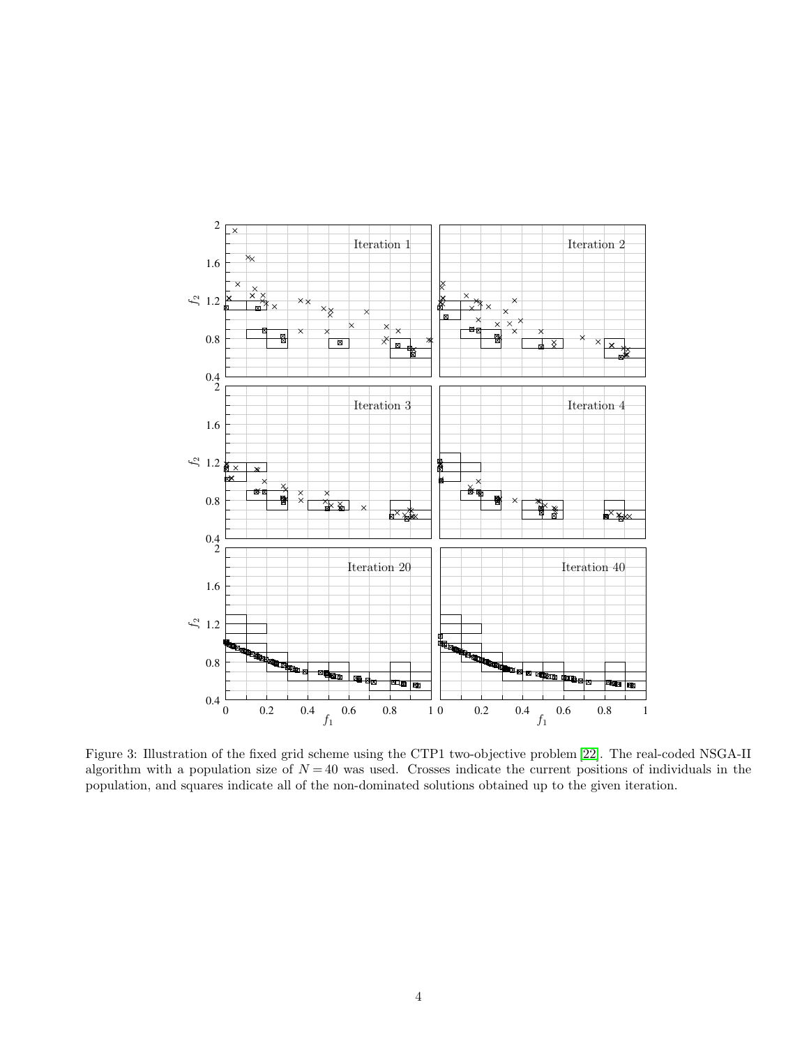Figure 3: Illustration of the fixed grid scheme using the CTP1 two-objective problem [22]. The real-coded NSGA-II algorithm with a population size of $N = 40$ was used. Crosses indicate the current positions of individuals in the population, and squares indicate all of the non-dominated solutions obtained up to the given iteration.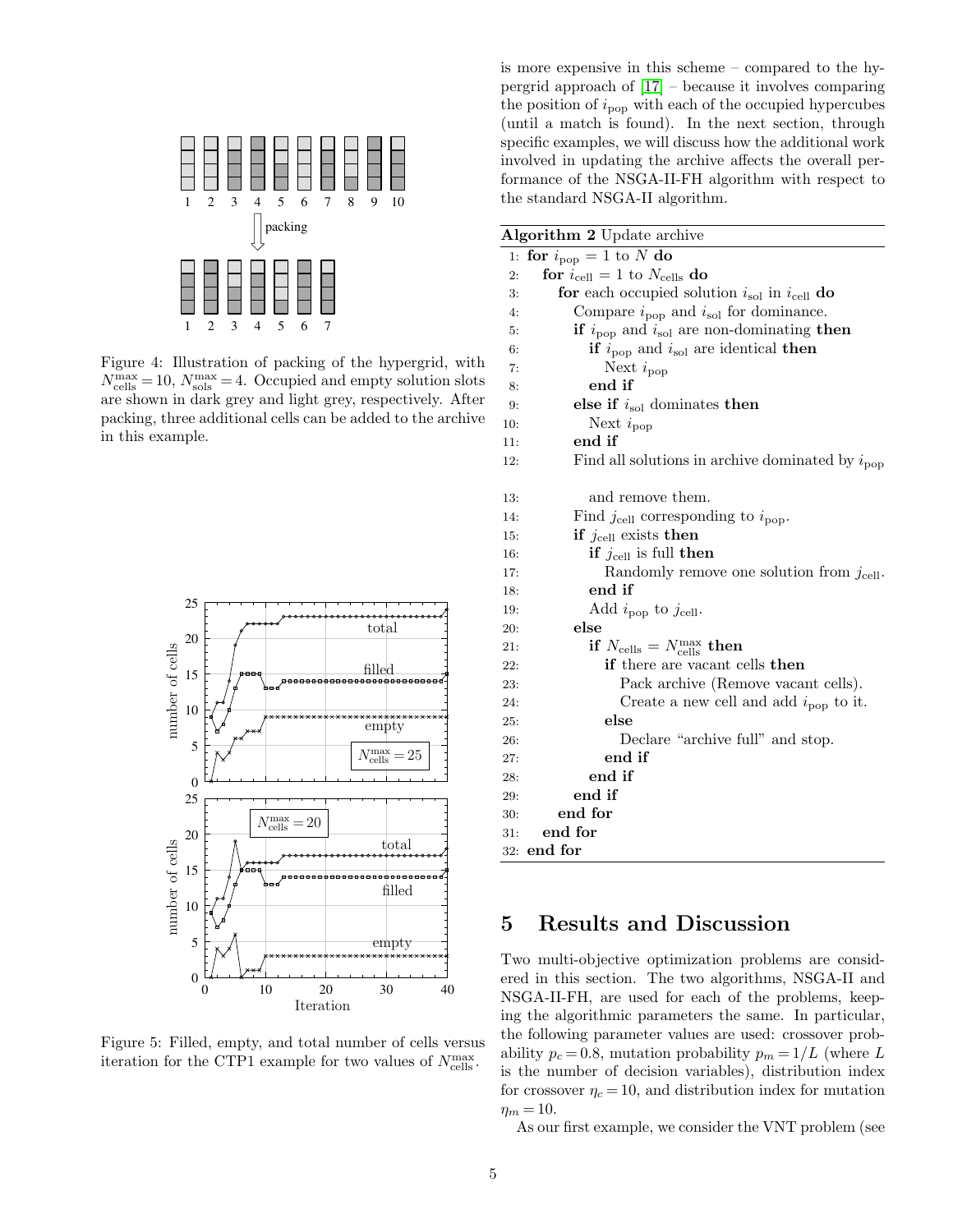Figure 4: Illustration of packing of the hypergrid, with $N_{\rm cells}^{\rm max} = 10$, $N_{\rm sols}^{\rm max} = 4$. Occupied and empty solution slots are shown in dark grey and light grey, respectively. After packing, three additional cells can be added to the archive in this example.

Figure 5: Filled, empty, and total number of cells versus iteration for the CTP1 example for two values of $N_{\rm cells}^{\rm max}$.

is more expensive in this scheme – compared to the hypergrid approach of [17] – because it involves comparing the position of $i_{\rm pop}$ with each of the occupied hypercubes (until a match is found). In the next section, through specific examples, we will discuss how the additional work involved in updating the archive affects the overall performance of the NSGA-II-FH algorithm with respect to the standard NSGA-II algorithm.

**Algorithm 2** Update archive

```
1:  for i_pop = 1 to N do
2:    for i_cell = 1 to N_cells do
3:      for each occupied solution i_sol in i_cell do
4:        Compare i_pop and i_sol for dominance.
5:        if i_pop and i_sol are non-dominating then
6:          if i_pop and i_sol are identical then
7:            Next i_pop
8:          end if
9:        else if i_sol dominates then
10:         Next i_pop
11:       end if
12:       Find all solutions in archive dominated by i_pop
13:         and remove them.
14:       Find j_cell corresponding to i_pop.
15:       if j_cell exists then
16:         if j_cell is full then
17:           Randomly remove one solution from j_cell.
18:         end if
19:         Add i_pop to j_cell.
20:       else
21:         if N_cells = N_cells^max then
22:           if there are vacant cells then
23:             Pack archive (Remove vacant cells).
24:             Create a new cell and add i_pop to it.
25:           else
26:             Declare "archive full" and stop.
27:           end if
28:         end if
29:       end if
30:     end for
31:   end for
32: end for
```

# 5 Results and Discussion

Two multi-objective optimization problems are considered in this section. The two algorithms, NSGA-II and NSGA-II-FH, are used for each of the problems, keeping the algorithmic parameters the same. In particular, the following parameter values are used: crossover probability $p_c = 0.8$, mutation probability $p_m = 1/L$ (where $L$ is the number of decision variables), distribution index for crossover $\eta_c = 10$, and distribution index for mutation $\eta_m = 10$.

As our first example, we consider the VNT problem (see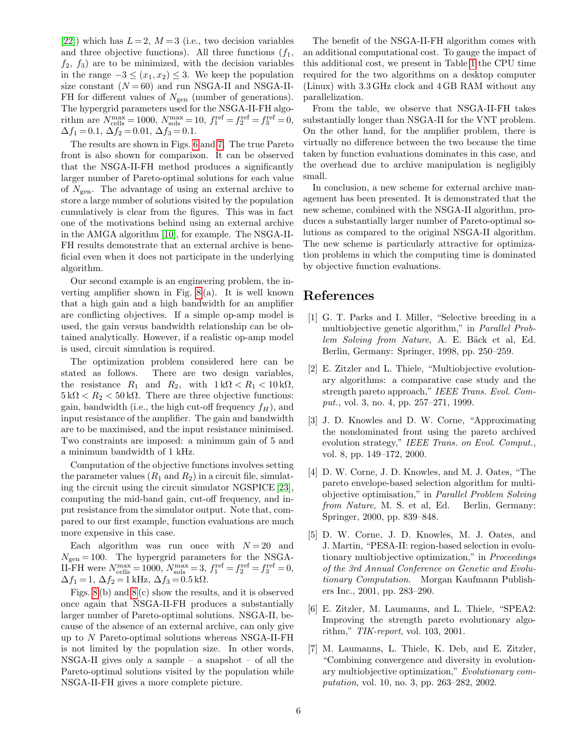[22]) which has $L=2$, $M=3$ (i.e., two decision variables and three objective functions). All three functions ($f_1$, $f_2$, $f_3$) are to be minimized, with the decision variables in the range $-3 \leq (x_1, x_2) \leq 3$. We keep the population size constant ($N=60$) and run NSGA-II and NSGA-II-FH for different values of $N_{\text{gen}}$ (number of generations). The hypergrid parameters used for the NSGA-II-FH algorithm are $N_{\text{cells}}^{\text{max}}=1000$, $N_{\text{sols}}^{\text{max}}=10$, $f_1^{\text{ref}}=f_2^{\text{ref}}=f_3^{\text{ref}}=0$, $\Delta f_1=0.1$, $\Delta f_2=0.01$, $\Delta f_3=0.1$.

The results are shown in Figs. 6 and 7. The true Pareto front is also shown for comparison. It can be observed that the NSGA-II-FH method produces a significantly larger number of Pareto-optimal solutions for each value of $N_{\text{gen}}$. The advantage of using an external archive to store a large number of solutions visited by the population cumulatively is clear from the figures. This was in fact one of the motivations behind using an external archive in the AMGA algorithm [10], for example. The NSGA-II-FH results demonstrate that an external archive is beneficial even when it does not participate in the underlying algorithm.

Our second example is an engineering problem, the inverting amplifier shown in Fig. 8 (a). It is well known that a high gain and a high bandwidth for an amplifier are conflicting objectives. If a simple op-amp model is used, the gain versus bandwidth relationship can be obtained analytically. However, if a realistic op-amp model is used, circuit simulation is required.

The optimization problem considered here can be stated as follows. There are two design variables, the resistance $R_1$ and $R_2$, with $1\,\text{k}\Omega < R_1 < 10\,\text{k}\Omega$, $5\,\text{k}\Omega < R_2 < 50\,\text{k}\Omega$. There are three objective functions: gain, bandwidth (i.e., the high cut-off frequency $f_H$), and input resistance of the amplifier. The gain and bandwidth are to be maximised, and the input resistance minimised. Two constraints are imposed: a minimum gain of 5 and a minimum bandwidth of 1 kHz.

Computation of the objective functions involves setting the parameter values ($R_1$ and $R_2$) in a circuit file, simulating the circuit using the circuit simulator NGSPICE [23], computing the mid-band gain, cut-off frequency, and input resistance from the simulator output. Note that, compared to our first example, function evaluations are much more expensive in this case.

Each algorithm was run once with $N=20$ and $N_{\text{gen}}=100$. The hypergrid parameters for the NSGA-II-FH were $N_{\text{cells}}^{\text{max}}=1000$, $N_{\text{sols}}^{\text{max}}=3$, $f_1^{\text{ref}}=f_2^{\text{ref}}=f_3^{\text{ref}}=0$, $\Delta f_1=1$, $\Delta f_2=1\,\text{kHz}$, $\Delta f_3=0.5\,\text{k}\Omega$.

Figs. 8 (b) and 8 (c) show the results, and it is observed once again that NSGA-II-FH produces a substantially larger number of Pareto-optimal solutions. NSGA-II, because of the absence of an external archive, can only give up to $N$ Pareto-optimal solutions whereas NSGA-II-FH is not limited by the population size. In other words, NSGA-II gives only a sample – a snapshot – of all the Pareto-optimal solutions visited by the population while NSGA-II-FH gives a more complete picture.

The benefit of the NSGA-II-FH algorithm comes with an additional computational cost. To gauge the impact of this additional cost, we present in Table 1 the CPU time required for the two algorithms on a desktop computer (Linux) with 3.3 GHz clock and 4 GB RAM without any parallelization.

From the table, we observe that NSGA-II-FH takes substantially longer than NSGA-II for the VNT problem. On the other hand, for the amplifier problem, there is virtually no difference between the two because the time taken by function evaluations dominates in this case, and the overhead due to archive manipulation is negligibly small.

In conclusion, a new scheme for external archive management has been presented. It is demonstrated that the new scheme, combined with the NSGA-II algorithm, produces a substantially larger number of Pareto-optimal solutions as compared to the original NSGA-II algorithm. The new scheme is particularly attractive for optimization problems in which the computing time is dominated by objective function evaluations.

## References

[1] G. T. Parks and I. Miller, "Selective breeding in a multiobjective genetic algorithm," in *Parallel Problem Solving from Nature*, A. E. Bäck et al, Ed. Berlin, Germany: Springer, 1998, pp. 250–259.

[2] E. Zitzler and L. Thiele, "Multiobjective evolutionary algorithms: a comparative case study and the strength pareto approach," *IEEE Trans. Evol. Comput.*, vol. 3, no. 4, pp. 257–271, 1999.

[3] J. D. Knowles and D. W. Corne, "Approximating the nondominated front using the pareto archived evolution strategy," *IEEE Trans. on Evol. Comput.*, vol. 8, pp. 149–172, 2000.

[4] D. W. Corne, J. D. Knowles, and M. J. Oates, "The pareto envelope-based selection algorithm for multiobjective optimisation," in *Parallel Problem Solving from Nature*, M. S. et al, Ed. Berlin, Germany: Springer, 2000, pp. 839–848.

[5] D. W. Corne, J. D. Knowles, M. J. Oates, and J. Martin, "PESA-II: region-based selection in evolutionary multiobjective optimization," in *Proceedings of the 3rd Annual Conference on Genetic and Evolutionary Computation.* Morgan Kaufmann Publishers Inc., 2001, pp. 283–290.

[6] E. Zitzler, M. Laumanns, and L. Thiele, "SPEA2: Improving the strength pareto evolutionary algorithm," *TIK-report*, vol. 103, 2001.

[7] M. Laumanns, L. Thiele, K. Deb, and E. Zitzler, "Combining convergence and diversity in evolutionary multiobjective optimization," *Evolutionary computation*, vol. 10, no. 3, pp. 263–282, 2002.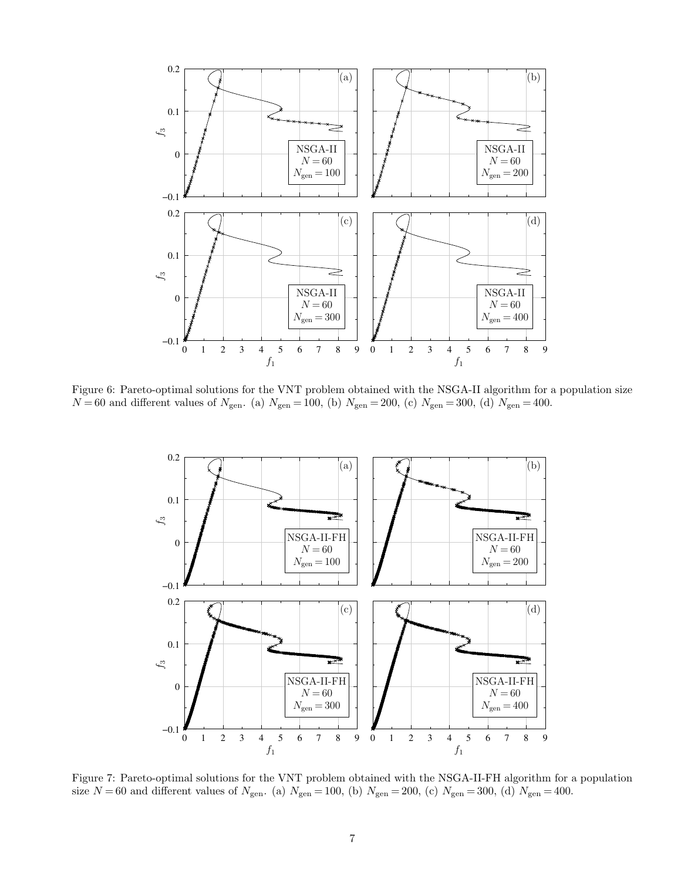Figure 6: Pareto-optimal solutions for the VNT problem obtained with the NSGA-II algorithm for a population size $N = 60$ and different values of $N_{\text{gen}}$. (a) $N_{\text{gen}} = 100$, (b) $N_{\text{gen}} = 200$, (c) $N_{\text{gen}} = 300$, (d) $N_{\text{gen}} = 400$.

Figure 7: Pareto-optimal solutions for the VNT problem obtained with the NSGA-II-FH algorithm for a population size $N = 60$ and different values of $N_{\text{gen}}$. (a) $N_{\text{gen}} = 100$, (b) $N_{\text{gen}} = 200$, (c) $N_{\text{gen}} = 300$, (d) $N_{\text{gen}} = 400$.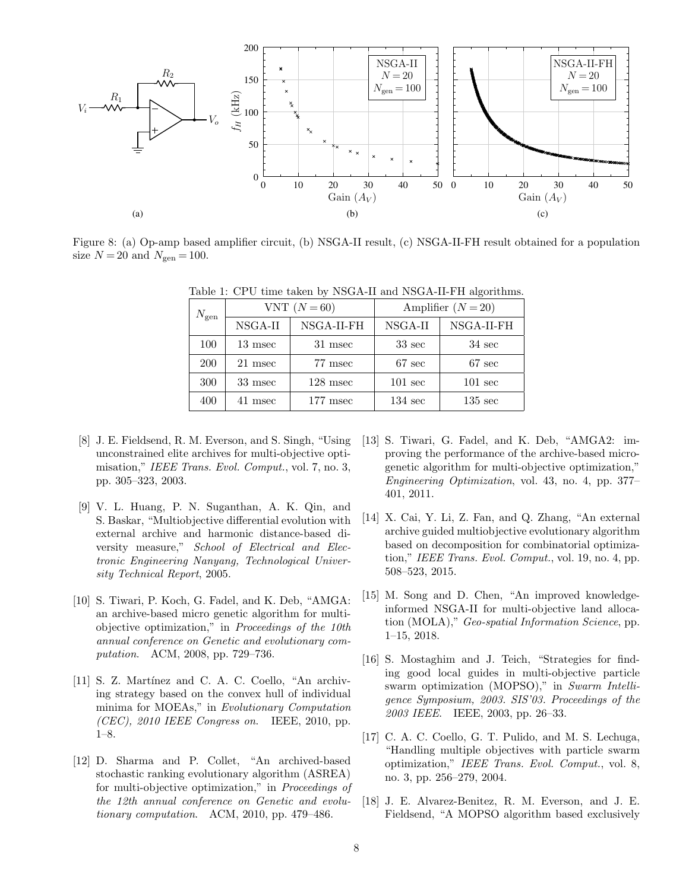Figure 8: (a) Op-amp based amplifier circuit, (b) NSGA-II result, (c) NSGA-II-FH result obtained for a population size $N = 20$ and $N_{\text{gen}} = 100$.

Table 1: CPU time taken by NSGA-II and NSGA-II-FH algorithms.

| $N_{\text{gen}}$ | VNT ($N = 60$) | | Amplifier ($N = 20$) | |
|---|---|---|---|---|
| | NSGA-II | NSGA-II-FH | NSGA-II | NSGA-II-FH |
| 100 | 13 msec | 31 msec | 33 sec | 34 sec |
| 200 | 21 msec | 77 msec | 67 sec | 67 sec |
| 300 | 33 msec | 128 msec | 101 sec | 101 sec |
| 400 | 41 msec | 177 msec | 134 sec | 135 sec |

[8] J. E. Fieldsend, R. M. Everson, and S. Singh, "Using unconstrained elite archives for multi-objective optimisation," *IEEE Trans. Evol. Comput.*, vol. 7, no. 3, pp. 305–323, 2003.

[9] V. L. Huang, P. N. Suganthan, A. K. Qin, and S. Baskar, "Multiobjective differential evolution with external archive and harmonic distance-based diversity measure," *School of Electrical and Electronic Engineering Nanyang, Technological University Technical Report*, 2005.

[10] S. Tiwari, P. Koch, G. Fadel, and K. Deb, "AMGA: an archive-based micro genetic algorithm for multi-objective optimization," in *Proceedings of the 10th annual conference on Genetic and evolutionary computation*. ACM, 2008, pp. 729–736.

[11] S. Z. Martínez and C. A. C. Coello, "An archiving strategy based on the convex hull of individual minima for MOEAs," in *Evolutionary Computation (CEC), 2010 IEEE Congress on*. IEEE, 2010, pp. 1–8.

[12] D. Sharma and P. Collet, "An archived-based stochastic ranking evolutionary algorithm (ASREA) for multi-objective optimization," in *Proceedings of the 12th annual conference on Genetic and evolutionary computation*. ACM, 2010, pp. 479–486.

[13] S. Tiwari, G. Fadel, and K. Deb, "AMGA2: improving the performance of the archive-based micro-genetic algorithm for multi-objective optimization," *Engineering Optimization*, vol. 43, no. 4, pp. 377–401, 2011.

[14] X. Cai, Y. Li, Z. Fan, and Q. Zhang, "An external archive guided multiobjective evolutionary algorithm based on decomposition for combinatorial optimization," *IEEE Trans. Evol. Comput.*, vol. 19, no. 4, pp. 508–523, 2015.

[15] M. Song and D. Chen, "An improved knowledge-informed NSGA-II for multi-objective land allocation (MOLA)," *Geo-spatial Information Science*, pp. 1–15, 2018.

[16] S. Mostaghim and J. Teich, "Strategies for finding good local guides in multi-objective particle swarm optimization (MOPSO)," in *Swarm Intelligence Symposium, 2003. SIS'03. Proceedings of the 2003 IEEE*. IEEE, 2003, pp. 26–33.

[17] C. A. C. Coello, G. T. Pulido, and M. S. Lechuga, "Handling multiple objectives with particle swarm optimization," *IEEE Trans. Evol. Comput.*, vol. 8, no. 3, pp. 256–279, 2004.

[18] J. E. Alvarez-Benitez, R. M. Everson, and J. E. Fieldsend, "A MOPSO algorithm based exclusively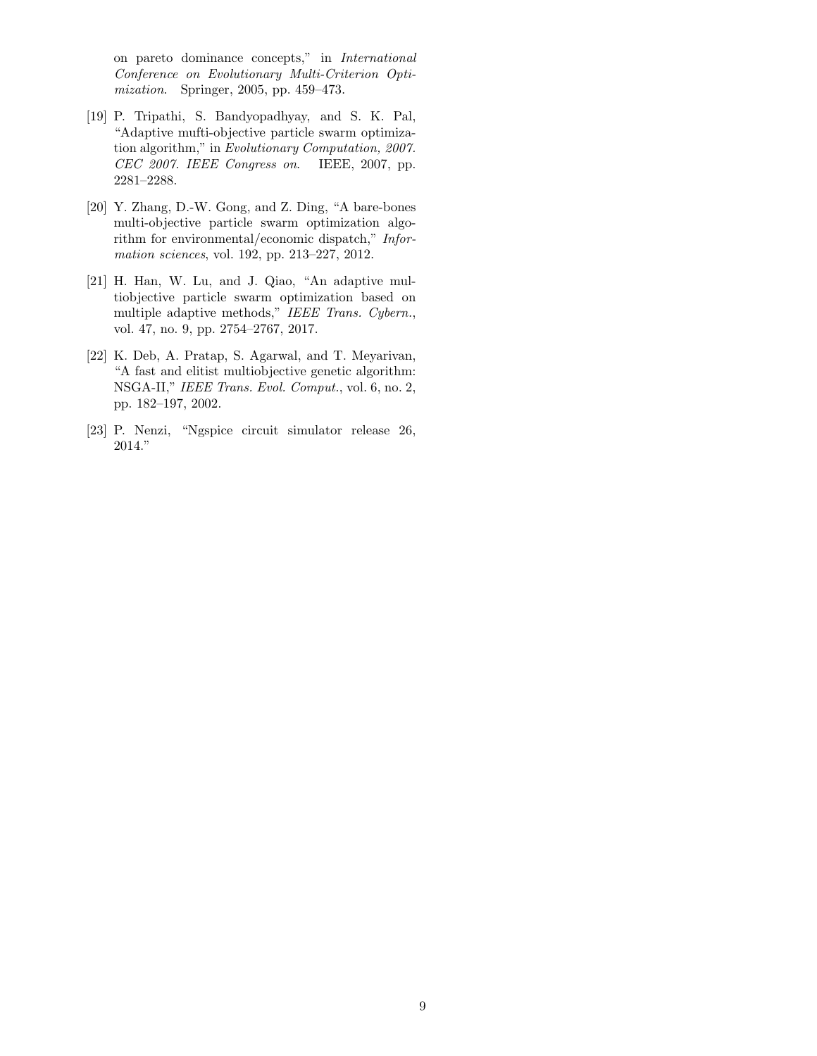on pareto dominance concepts," in *International Conference on Evolutionary Multi-Criterion Optimization*. Springer, 2005, pp. 459–473.

[19] P. Tripathi, S. Bandyopadhyay, and S. K. Pal, "Adaptive mufti-objective particle swarm optimization algorithm," in *Evolutionary Computation, 2007. CEC 2007. IEEE Congress on*. IEEE, 2007, pp. 2281–2288.

[20] Y. Zhang, D.-W. Gong, and Z. Ding, "A bare-bones multi-objective particle swarm optimization algorithm for environmental/economic dispatch," *Information sciences*, vol. 192, pp. 213–227, 2012.

[21] H. Han, W. Lu, and J. Qiao, "An adaptive multiobjective particle swarm optimization based on multiple adaptive methods," *IEEE Trans. Cybern.*, vol. 47, no. 9, pp. 2754–2767, 2017.

[22] K. Deb, A. Pratap, S. Agarwal, and T. Meyarivan, "A fast and elitist multiobjective genetic algorithm: NSGA-II," *IEEE Trans. Evol. Comput.*, vol. 6, no. 2, pp. 182–197, 2002.

[23] P. Nenzi, "Ngspice circuit simulator release 26, 2014."